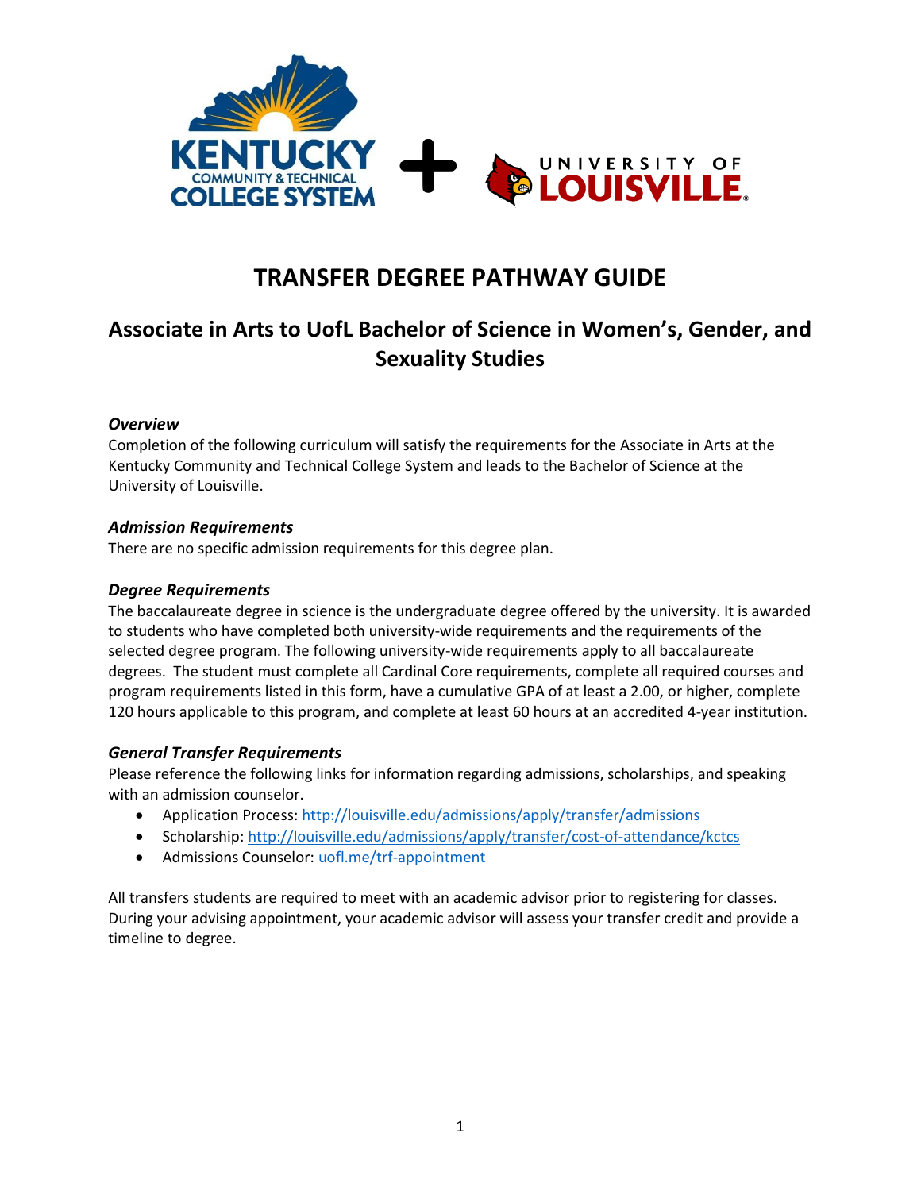# TRANSFER DEGREE PATHWAY GUIDE

## Associate in Arts to UofL Bachelor of Science in Women's, Gender, and Sexuality Studies

### *Overview*

Completion of the following curriculum will satisfy the requirements for the Associate in Arts at the Kentucky Community and Technical College System and leads to the Bachelor of Science at the University of Louisville.

### *Admission Requirements*

There are no specific admission requirements for this degree plan.

### *Degree Requirements*

The baccalaureate degree in science is the undergraduate degree offered by the university. It is awarded to students who have completed both university-wide requirements and the requirements of the selected degree program. The following university-wide requirements apply to all baccalaureate degrees. The student must complete all Cardinal Core requirements, complete all required courses and program requirements listed in this form, have a cumulative GPA of at least a 2.00, or higher, complete 120 hours applicable to this program, and complete at least 60 hours at an accredited 4-year institution.

### *General Transfer Requirements*

Please reference the following links for information regarding admissions, scholarships, and speaking with an admission counselor.

- Application Process: [http://louisville.edu/admissions/apply/transfer/admissions](http://louisville.edu/admissions/apply/transfer/admissions)
- Scholarship: [http://louisville.edu/admissions/apply/transfer/cost-of-attendance/kctcs](http://louisville.edu/admissions/apply/transfer/cost-of-attendance/kctcs)
- Admissions Counselor: [uofl.me/trf-appointment](uofl.me/trf-appointment)

All transfers students are required to meet with an academic advisor prior to registering for classes. During your advising appointment, your academic advisor will assess your transfer credit and provide a timeline to degree.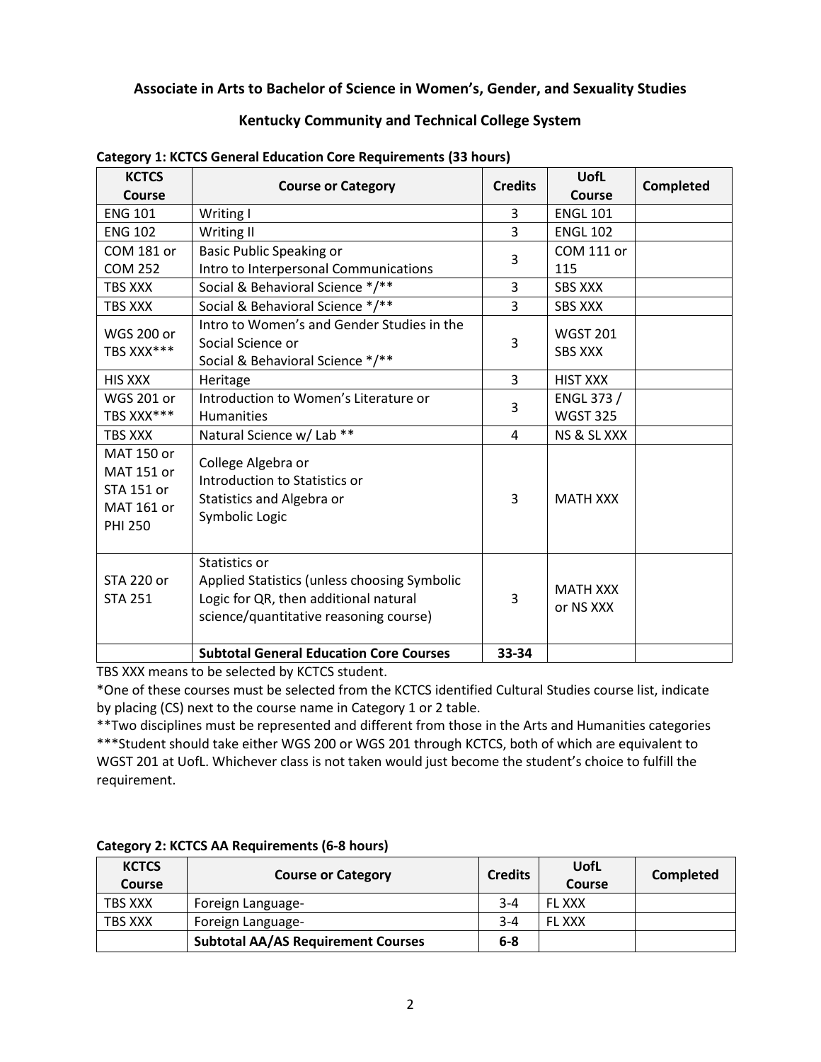**Associate in Arts to Bachelor of Science in Women's, Gender, and Sexuality Studies**

**Kentucky Community and Technical College System**

**Category 1: KCTCS General Education Core Requirements (33 hours)**

| KCTCS Course | Course or Category | Credits | UofL Course | Completed |
|---|---|---|---|---|
| ENG 101 | Writing I | 3 | ENGL 101 | |
| ENG 102 | Writing II | 3 | ENGL 102 | |
| COM 181 or COM 252 | Basic Public Speaking or Intro to Interpersonal Communications | 3 | COM 111 or 115 | |
| TBS XXX | Social & Behavioral Science */** | 3 | SBS XXX | |
| TBS XXX | Social & Behavioral Science */** | 3 | SBS XXX | |
| WGS 200 or TBS XXX*** | Intro to Women's and Gender Studies in the Social Science or Social & Behavioral Science */** | 3 | WGST 201 SBS XXX | |
| HIS XXX | Heritage | 3 | HIST XXX | |
| WGS 201 or TBS XXX*** | Introduction to Women's Literature or Humanities | 3 | ENGL 373 / WGST 325 | |
| TBS XXX | Natural Science w/ Lab ** | 4 | NS & SL XXX | |
| MAT 150 or MAT 151 or STA 151 or MAT 161 or PHI 250 | College Algebra or Introduction to Statistics or Statistics and Algebra or Symbolic Logic | 3 | MATH XXX | |
| STA 220 or STA 251 | Statistics or Applied Statistics (unless choosing Symbolic Logic for QR, then additional natural science/quantitative reasoning course) | 3 | MATH XXX or NS XXX | |
| | **Subtotal General Education Core Courses** | **33-34** | | |

TBS XXX means to be selected by KCTCS student.

*One of these courses must be selected from the KCTCS identified Cultural Studies course list, indicate by placing (CS) next to the course name in Category 1 or 2 table.

**Two disciplines must be represented and different from those in the Arts and Humanities categories

***Student should take either WGS 200 or WGS 201 through KCTCS, both of which are equivalent to WGST 201 at UofL. Whichever class is not taken would just become the student's choice to fulfill the requirement.

**Category 2: KCTCS AA Requirements (6-8 hours)**

| KCTCS Course | Course or Category | Credits | UofL Course | Completed |
|---|---|---|---|---|
| TBS XXX | Foreign Language- | 3-4 | FL XXX | |
| TBS XXX | Foreign Language- | 3-4 | FL XXX | |
| | **Subtotal AA/AS Requirement Courses** | **6-8** | | |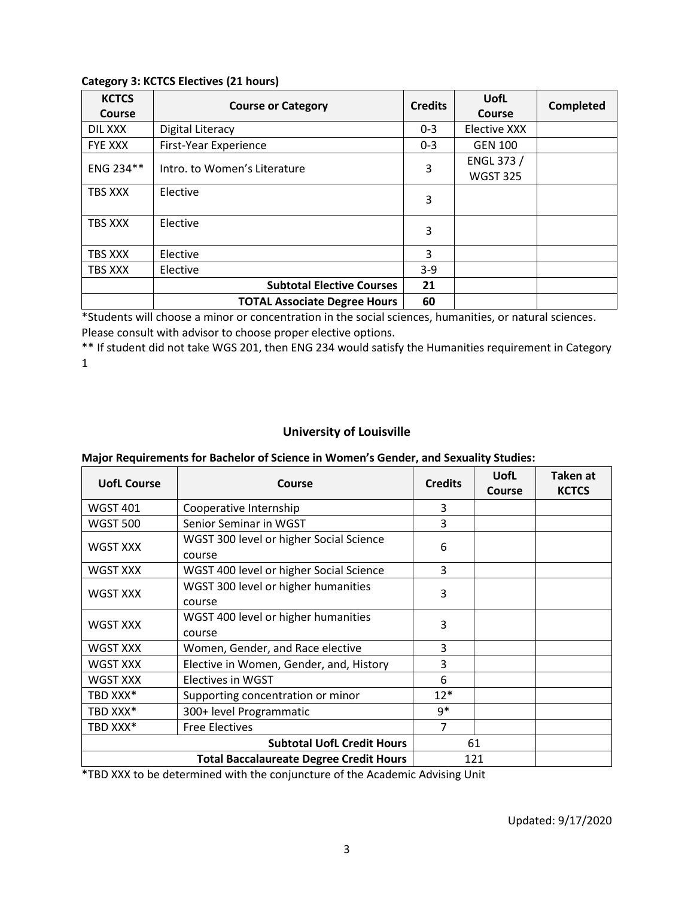**Category 3: KCTCS Electives (21 hours)**

| KCTCS Course | Course or Category | Credits | UofL Course | Completed |
|---|---|---|---|---|
| DIL XXX | Digital Literacy | 0-3 | Elective XXX | |
| FYE XXX | First-Year Experience | 0-3 | GEN 100 | |
| ENG 234** | Intro. to Women's Literature | 3 | ENGL 373 / WGST 325 | |
| TBS XXX | Elective | 3 | | |
| TBS XXX | Elective | 3 | | |
| TBS XXX | Elective | 3 | | |
| TBS XXX | Elective | 3-9 | | |
| | **Subtotal Elective Courses** | **21** | | |
| | **TOTAL Associate Degree Hours** | **60** | | |

*Students will choose a minor or concentration in the social sciences, humanities, or natural sciences. Please consult with advisor to choose proper elective options.

** If student did not take WGS 201, then ENG 234 would satisfy the Humanities requirement in Category 1

## University of Louisville

**Major Requirements for Bachelor of Science in Women's Gender, and Sexuality Studies:**

| UofL Course | Course | Credits | UofL Course | Taken at KCTCS |
|---|---|---|---|---|
| WGST 401 | Cooperative Internship | 3 | | |
| WGST 500 | Senior Seminar in WGST | 3 | | |
| WGST XXX | WGST 300 level or higher Social Science course | 6 | | |
| WGST XXX | WGST 400 level or higher Social Science | 3 | | |
| WGST XXX | WGST 300 level or higher humanities course | 3 | | |
| WGST XXX | WGST 400 level or higher humanities course | 3 | | |
| WGST XXX | Women, Gender, and Race elective | 3 | | |
| WGST XXX | Elective in Women, Gender, and, History | 3 | | |
| WGST XXX | Electives in WGST | 6 | | |
| TBD XXX* | Supporting concentration or minor | 12* | | |
| TBD XXX* | 300+ level Programmatic | 9* | | |
| TBD XXX* | Free Electives | 7 | | |
| | **Subtotal UofL Credit Hours** | 61 | | |
| | **Total Baccalaureate Degree Credit Hours** | 121 | | |

*TBD XXX to be determined with the conjuncture of the Academic Advising Unit

Updated: 9/17/2020